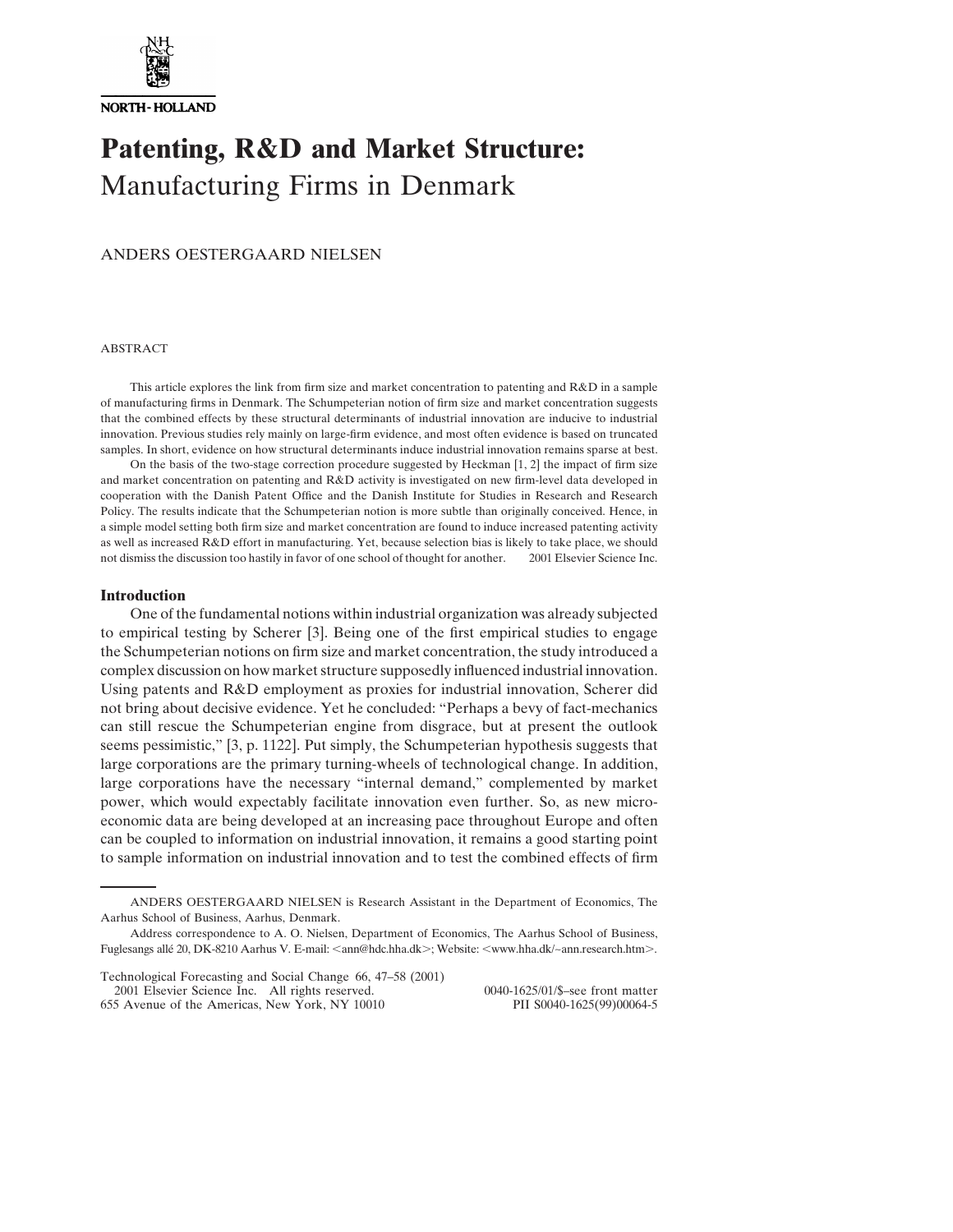# Patenting, R&D and Market Structure: Manufacturing Firms in Denmark

ANDERS OESTERGAARD NIELSEN

## ABSTRACT

This article explores the link from firm size and market concentration to patenting and R&D in a sample of manufacturing firms in Denmark. The Schumpeterian notion of firm size and market concentration suggests that the combined effects by these structural determinants of industrial innovation are inducive to industrial innovation. Previous studies rely mainly on large-firm evidence, and most often evidence is based on truncated samples. In short, evidence on how structural determinants induce industrial innovation remains sparse at best.

On the basis of the two-stage correction procedure suggested by Heckman [1, 2] the impact of firm size and market concentration on patenting and R&D activity is investigated on new firm-level data developed in cooperation with the Danish Patent Office and the Danish Institute for Studies in Research and Research Policy. The results indicate that the Schumpeterian notion is more subtle than originally conceived. Hence, in a simple model setting both firm size and market concentration are found to induce increased patenting activity as well as increased R&D effort in manufacturing. Yet, because selection bias is likely to take place, we should not dismiss the discussion too hastily in favor of one school of thought for another. 2001 Elsevier Science Inc.

## Introduction

One of the fundamental notions within industrial organization was already subjected to empirical testing by Scherer [3]. Being one of the first empirical studies to engage the Schumpeterian notions on firm size and market concentration, the study introduced a complex discussion on how market structure supposedly influenced industrial innovation. Using patents and R&D employment as proxies for industrial innovation, Scherer did not bring about decisive evidence. Yet he concluded: "Perhaps a bevy of fact-mechanics can still rescue the Schumpeterian engine from disgrace, but at present the outlook seems pessimistic," [3, p. 1122]. Put simply, the Schumpeterian hypothesis suggests that large corporations are the primary turning-wheels of technological change. In addition, large corporations have the necessary "internal demand," complemented by market power, which would expectably facilitate innovation even further. So, as new micro-economic data are being developed at an increasing pace throughout Europe and often can be coupled to information on industrial innovation, it remains a good starting point to sample information on industrial innovation and to test the combined effects of firm

---

ANDERS OESTERGAARD NIELSEN is Research Assistant in the Department of Economics, The Aarhus School of Business, Aarhus, Denmark.

Address correspondence to A. O. Nielsen, Department of Economics, The Aarhus School of Business, Fuglesangs allé 20, DK-8210 Aarhus V. E-mail: <ann@hdc.hha.dk>; Website: <www.hha.dk/~ann.research.htm>.

Technological Forecasting and Social Change 66, 47–58 (2001)
2001 Elsevier Science Inc. All rights reserved. 0040-1625/01/$–see front matter
655 Avenue of the Americas, New York, NY 10010 PII S0040-1625(99)00064-5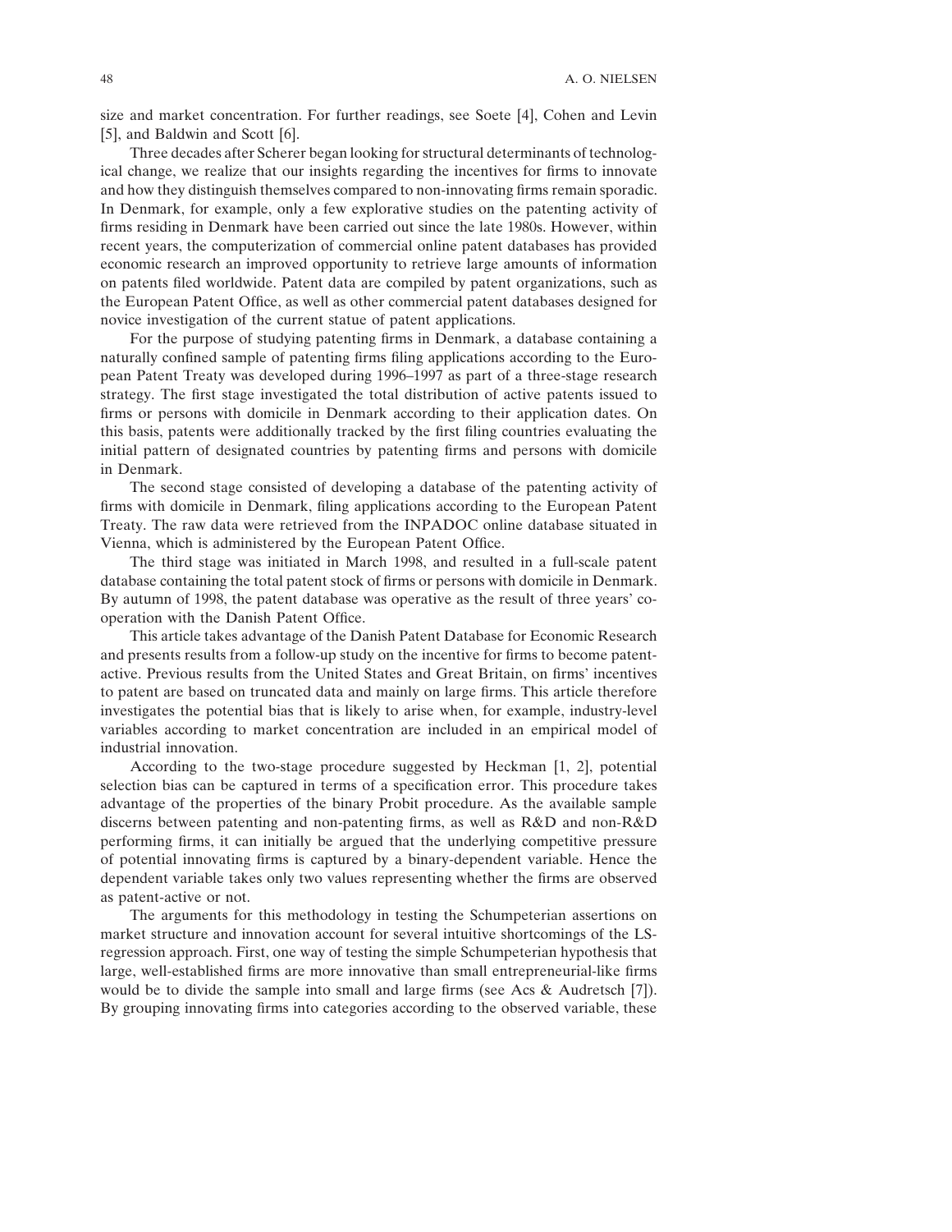size and market concentration. For further readings, see Soete [4], Cohen and Levin [5], and Baldwin and Scott [6].

Three decades after Scherer began looking for structural determinants of technological change, we realize that our insights regarding the incentives for firms to innovate and how they distinguish themselves compared to non-innovating firms remain sporadic. In Denmark, for example, only a few explorative studies on the patenting activity of firms residing in Denmark have been carried out since the late 1980s. However, within recent years, the computerization of commercial online patent databases has provided economic research an improved opportunity to retrieve large amounts of information on patents filed worldwide. Patent data are compiled by patent organizations, such as the European Patent Office, as well as other commercial patent databases designed for novice investigation of the current statue of patent applications.

For the purpose of studying patenting firms in Denmark, a database containing a naturally confined sample of patenting firms filing applications according to the European Patent Treaty was developed during 1996–1997 as part of a three-stage research strategy. The first stage investigated the total distribution of active patents issued to firms or persons with domicile in Denmark according to their application dates. On this basis, patents were additionally tracked by the first filing countries evaluating the initial pattern of designated countries by patenting firms and persons with domicile in Denmark.

The second stage consisted of developing a database of the patenting activity of firms with domicile in Denmark, filing applications according to the European Patent Treaty. The raw data were retrieved from the INPADOC online database situated in Vienna, which is administered by the European Patent Office.

The third stage was initiated in March 1998, and resulted in a full-scale patent database containing the total patent stock of firms or persons with domicile in Denmark. By autumn of 1998, the patent database was operative as the result of three years' cooperation with the Danish Patent Office.

This article takes advantage of the Danish Patent Database for Economic Research and presents results from a follow-up study on the incentive for firms to become patent-active. Previous results from the United States and Great Britain, on firms' incentives to patent are based on truncated data and mainly on large firms. This article therefore investigates the potential bias that is likely to arise when, for example, industry-level variables according to market concentration are included in an empirical model of industrial innovation.

According to the two-stage procedure suggested by Heckman [1, 2], potential selection bias can be captured in terms of a specification error. This procedure takes advantage of the properties of the binary Probit procedure. As the available sample discerns between patenting and non-patenting firms, as well as R&D and non-R&D performing firms, it can initially be argued that the underlying competitive pressure of potential innovating firms is captured by a binary-dependent variable. Hence the dependent variable takes only two values representing whether the firms are observed as patent-active or not.

The arguments for this methodology in testing the Schumpeterian assertions on market structure and innovation account for several intuitive shortcomings of the LS-regression approach. First, one way of testing the simple Schumpeterian hypothesis that large, well-established firms are more innovative than small entrepreneurial-like firms would be to divide the sample into small and large firms (see Acs & Audretsch [7]). By grouping innovating firms into categories according to the observed variable, these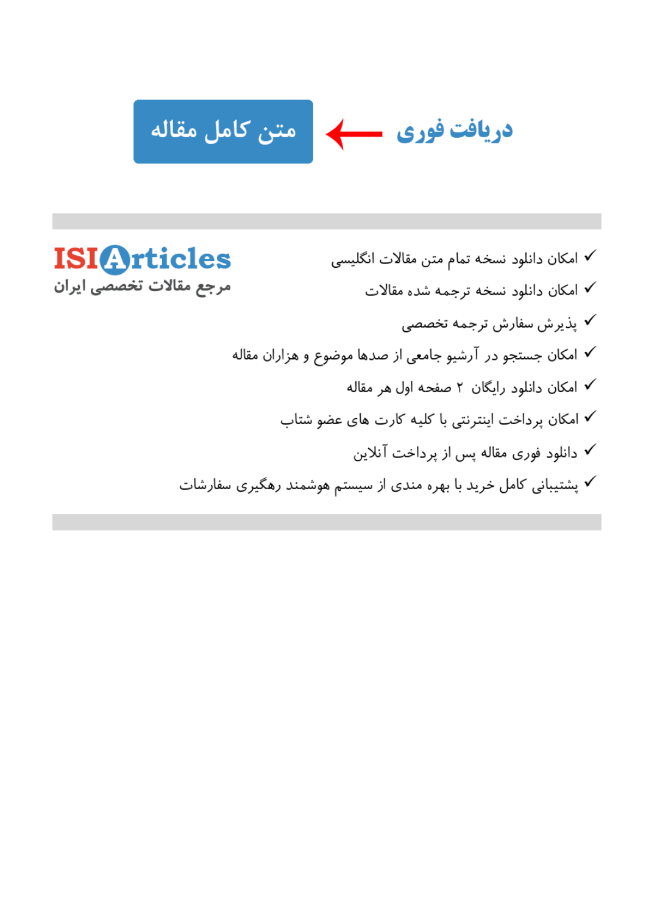دریافت فوری ← متن کامل مقاله

ISIArticles
مرجع مقالات تخصصی ایران

- ✓ امکان دانلود نسخه تمام متن مقالات انگلیسی
- ✓ امکان دانلود نسخه ترجمه شده مقالات
- ✓ پذیرش سفارش ترجمه تخصصی
- ✓ امکان جستجو در آرشیو جامعی از صدها موضوع و هزاران مقاله
- ✓ امکان دانلود رایگان ۲ صفحه اول هر مقاله
- ✓ امکان پرداخت اینترنتی با کلیه کارت های عضو شتاب
- ✓ دانلود فوری مقاله پس از پرداخت آنلاین
- ✓ پشتیبانی کامل خرید با بهره مندی از سیستم هوشمند رهگیری سفارشات